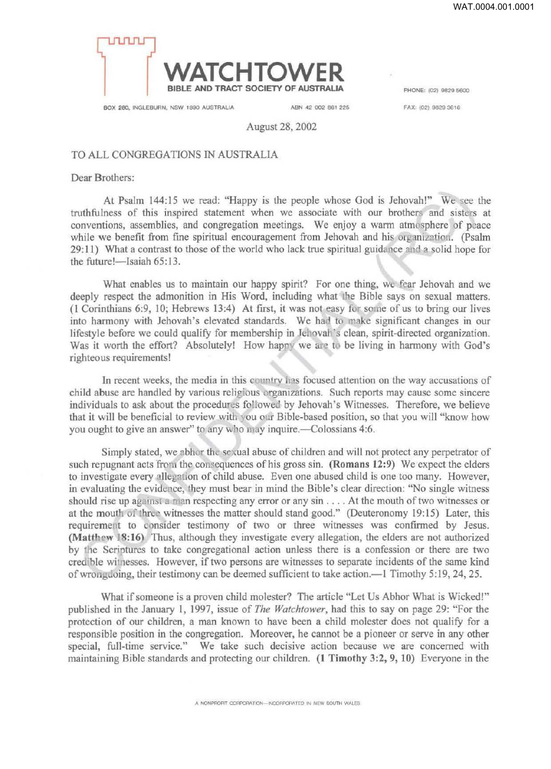WAT.0004.001.0001

# WATCHTOWER

**BIBLE AND TRACT SOCIETY OF AUSTRALIA**

BOX 280, INGLEBURN, NSW 1890 AUSTRALIA ABN 42 002 861 225 PHONE: (02) 9829 5600 FAX: (02) 9829 3616

August 28, 2002

TO ALL CONGREGATIONS IN AUSTRALIA

Dear Brothers:

At Psalm 144:15 we read: "Happy is the people whose God is Jehovah!" We see the truthfulness of this inspired statement when we associate with our brothers and sisters at conventions, assemblies, and congregation meetings. We enjoy a warm atmosphere of peace while we benefit from fine spiritual encouragement from Jehovah and his organization. (Psalm 29:11) What a contrast to those of the world who lack true spiritual guidance and a solid hope for the future!—Isaiah 65:13.

What enables us to maintain our happy spirit? For one thing, we fear Jehovah and we deeply respect the admonition in His Word, including what the Bible says on sexual matters. (1 Corinthians 6:9, 10; Hebrews 13:4) At first, it was not easy for some of us to bring our lives into harmony with Jehovah's elevated standards. We had to make significant changes in our lifestyle before we could qualify for membership in Jehovah's clean, spirit-directed organization. Was it worth the effort? Absolutely! How happy we are to be living in harmony with God's righteous requirements!

In recent weeks, the media in this country has focused attention on the way accusations of child abuse are handled by various religious organizations. Such reports may cause some sincere individuals to ask about the procedures followed by Jehovah's Witnesses. Therefore, we believe that it will be beneficial to review with you our Bible-based position, so that you will "know how you ought to give an answer" to any who may inquire.—Colossians 4:6.

Simply stated, we abhor the sexual abuse of children and will not protect any perpetrator of such repugnant acts from the consequences of his gross sin. **(Romans 12:9)** We expect the elders to investigate every allegation of child abuse. Even one abused child is one too many. However, in evaluating the evidence, they must bear in mind the Bible's clear direction: "No single witness should rise up against a man respecting any error or any sin . . . . At the mouth of two witnesses or at the mouth of three witnesses the matter should stand good." (Deuteronomy 19:15) Later, this requirement to consider testimony of two or three witnesses was confirmed by Jesus. **(Matthew 18:16)** Thus, although they investigate every allegation, the elders are not authorized by the Scriptures to take congregational action unless there is a confession or there are two credible witnesses. However, if two persons are witnesses to separate incidents of the same kind of wrongdoing, their testimony can be deemed sufficient to take action.—1 Timothy 5:19, 24, 25.

What if someone is a proven child molester? The article "Let Us Abhor What is Wicked!" published in the January 1, 1997, issue of *The Watchtower*, had this to say on page 29: "For the protection of our children, a man known to have been a child molester does not qualify for a responsible position in the congregation. Moreover, he cannot be a pioneer or serve in any other special, full-time service." We take such decisive action because we are concerned with maintaining Bible standards and protecting our children. **(1 Timothy 3:2, 9, 10)** Everyone in the

A NONPROFIT CORPORATION—INCORPORATED IN NEW SOUTH WALES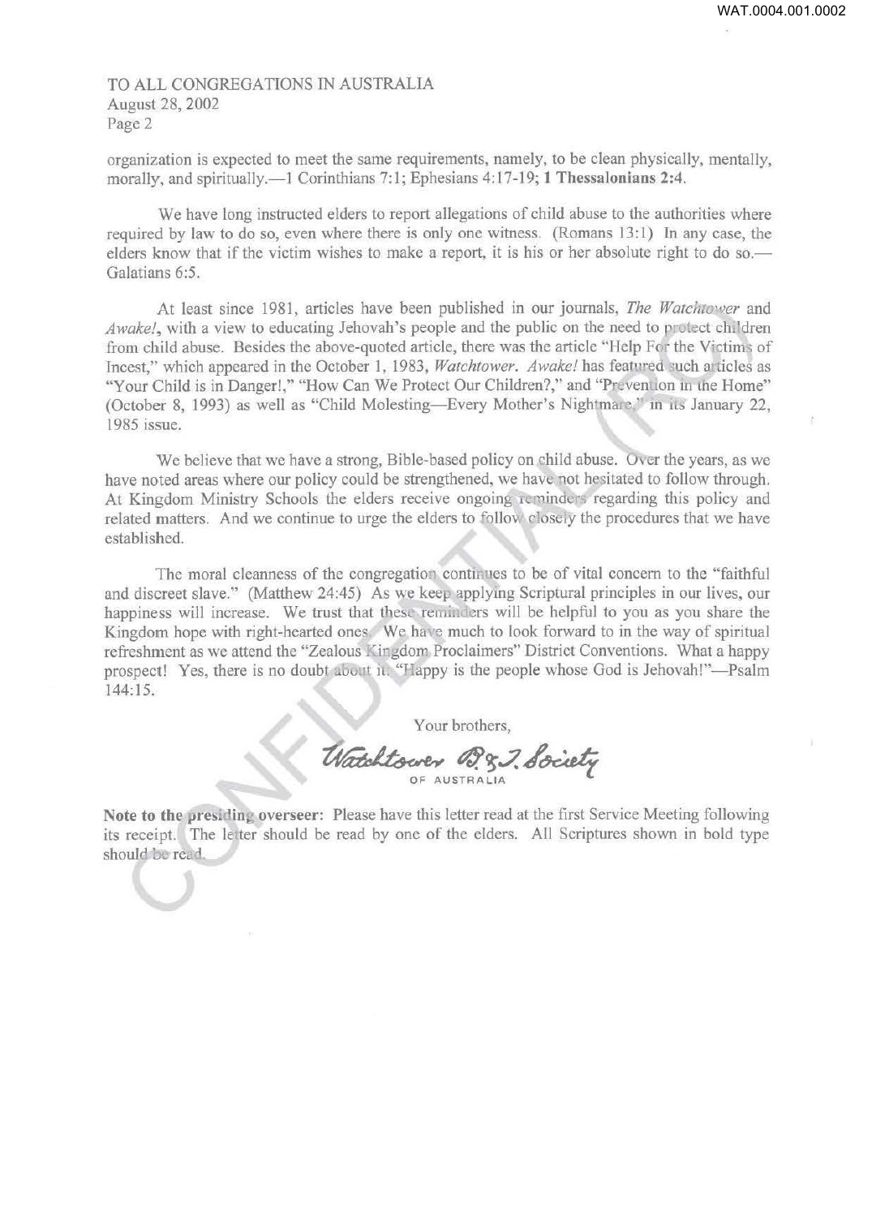organization is expected to meet the same requirements, namely, to be clean physically, mentally, morally, and spiritually.—1 Corinthians 7:1; Ephesians 4:17-19; **1 Thessalonians 2:4**.

We have long instructed elders to report allegations of child abuse to the authorities where required by law to do so, even where there is only one witness. (Romans 13:1) In any case, the elders know that if the victim wishes to make a report, it is his or her absolute right to do so.—Galatians 6:5.

At least since 1981, articles have been published in our journals, *The Watchtower* and *Awake!*, with a view to educating Jehovah's people and the public on the need to protect children from child abuse. Besides the above-quoted article, there was the article "Help For the Victims of Incest," which appeared in the October 1, 1983, *Watchtower*. *Awake!* has featured such articles as "Your Child is in Danger!," "How Can We Protect Our Children?," and "Prevention in the Home" (October 8, 1993) as well as "Child Molesting—Every Mother's Nightmare," in its January 22, 1985 issue.

We believe that we have a strong, Bible-based policy on child abuse. Over the years, as we have noted areas where our policy could be strengthened, we have not hesitated to follow through. At Kingdom Ministry Schools the elders receive ongoing reminders regarding this policy and related matters. And we continue to urge the elders to follow closely the procedures that we have established.

The moral cleanness of the congregation continues to be of vital concern to the "faithful and discreet slave." (Matthew 24:45) As we keep applying Scriptural principles in our lives, our happiness will increase. We trust that these reminders will be helpful to you as you share the Kingdom hope with right-hearted ones. We have much to look forward to in the way of spiritual refreshment as we attend the "Zealous Kingdom Proclaimers" District Conventions. What a happy prospect! Yes, there is no doubt about it. "Happy is the people whose God is Jehovah!"—Psalm 144:15.

Your brothers,

*Watchtower B. & T. Society*
OF AUSTRALIA

**Note to the presiding overseer:** Please have this letter read at the first Service Meeting following its receipt. The letter should be read by one of the elders. All Scriptures shown in bold type should be read.